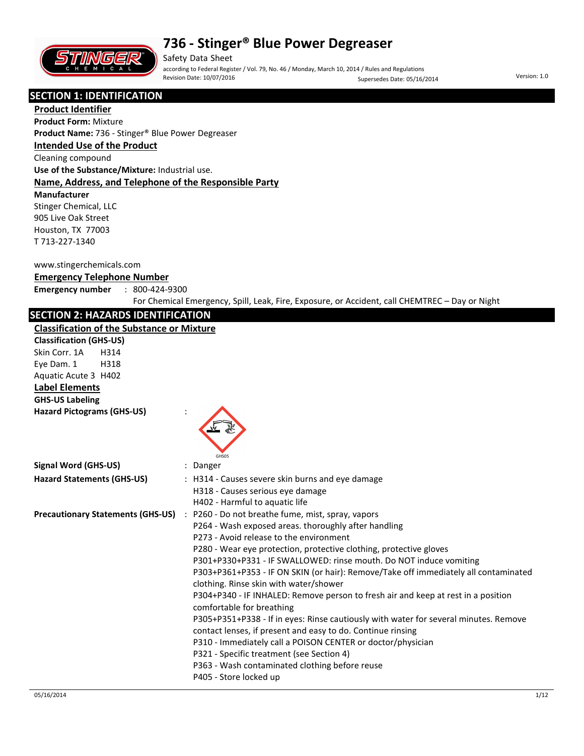# 736 - Stinger® Blue Power Degreaser

Safety Data Sheet

according to Federal Register / Vol. 79, No. 46 / Monday, March 10, 2014 / Rules and Regulations

Revision Date: 10/07/2016 Supersedes Date: 05/16/2014 Version: 1.0

## SECTION 1: IDENTIFICATION

### Product Identifier

**Product Form:** Mixture

**Product Name:** 736 - Stinger® Blue Power Degreaser

### Intended Use of the Product

Cleaning compound

**Use of the Substance/Mixture:** Industrial use.

### Name, Address, and Telephone of the Responsible Party

**Manufacturer**

Stinger Chemical, LLC
905 Live Oak Street
Houston, TX 77003
T 713-227-1340

www.stingerchemicals.com

### Emergency Telephone Number

**Emergency number** : 800-424-9300
For Chemical Emergency, Spill, Leak, Fire, Exposure, or Accident, call CHEMTREC – Day or Night

## SECTION 2: HAZARDS IDENTIFICATION

### Classification of the Substance or Mixture

**Classification (GHS-US)**

Skin Corr. 1A H314
Eye Dam. 1 H318
Aquatic Acute 3 H402

### Label Elements

**GHS-US Labeling**

**Hazard Pictograms (GHS-US)** :

GHS05

**Signal Word (GHS-US)** : Danger

**Hazard Statements (GHS-US)** : H314 - Causes severe skin burns and eye damage
H318 - Causes serious eye damage
H402 - Harmful to aquatic life

**Precautionary Statements (GHS-US)** : P260 - Do not breathe fume, mist, spray, vapors
P264 - Wash exposed areas. thoroughly after handling
P273 - Avoid release to the environment
P280 - Wear eye protection, protective clothing, protective gloves
P301+P330+P331 - IF SWALLOWED: rinse mouth. Do NOT induce vomiting
P303+P361+P353 - IF ON SKIN (or hair): Remove/Take off immediately all contaminated clothing. Rinse skin with water/shower
P304+P340 - IF INHALED: Remove person to fresh air and keep at rest in a position comfortable for breathing
P305+P351+P338 - If in eyes: Rinse cautiously with water for several minutes. Remove contact lenses, if present and easy to do. Continue rinsing
P310 - Immediately call a POISON CENTER or doctor/physician
P321 - Specific treatment (see Section 4)
P363 - Wash contaminated clothing before reuse
P405 - Store locked up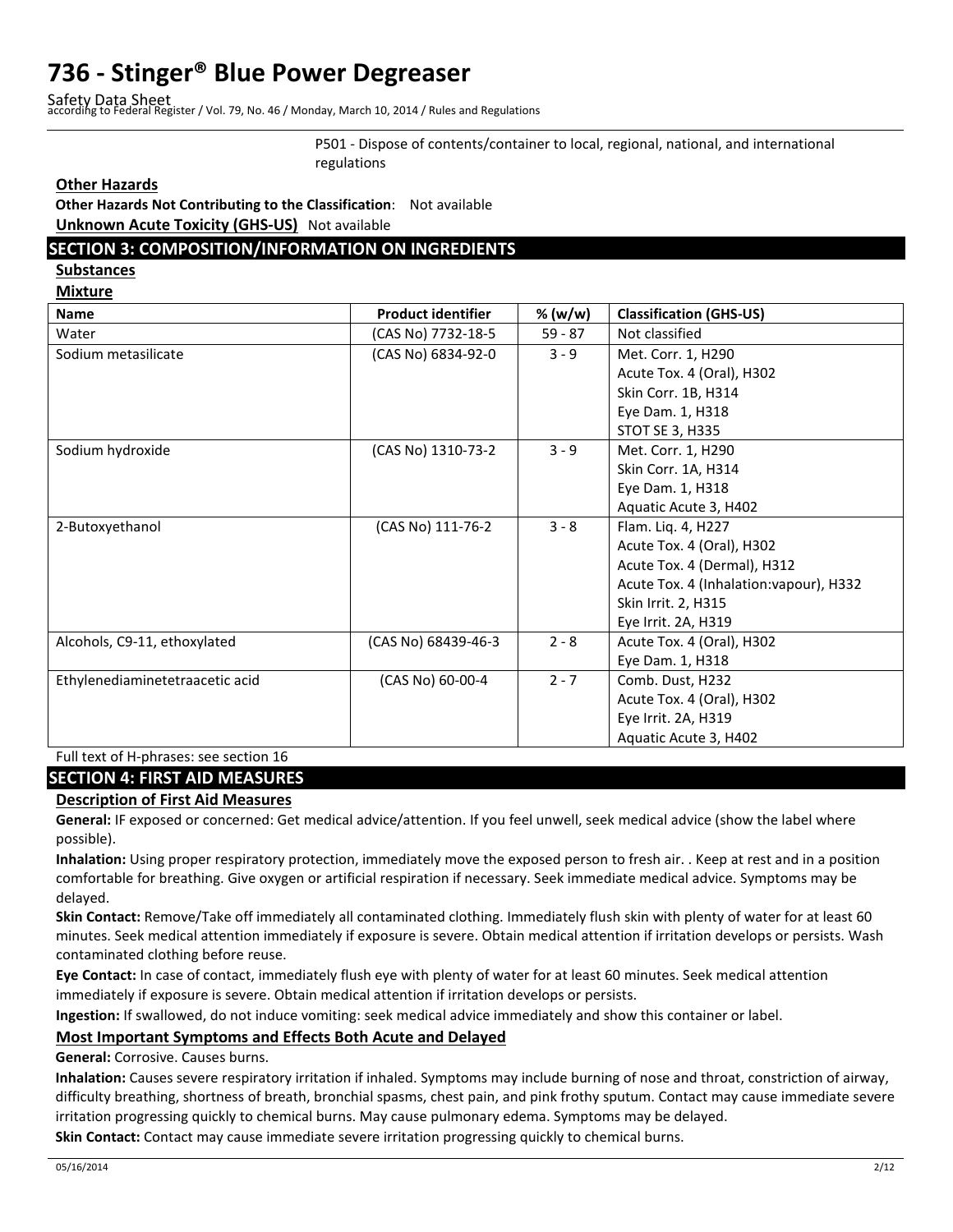P501 - Dispose of contents/container to local, regional, national, and international regulations

### Other Hazards

**Other Hazards Not Contributing to the Classification**: Not available

**Unknown Acute Toxicity (GHS-US)** Not available

## SECTION 3: COMPOSITION/INFORMATION ON INGREDIENTS

### Substances

### Mixture

| Name | Product identifier | % (w/w) | Classification (GHS-US) |
|---|---|---|---|
| Water | (CAS No) 7732-18-5 | 59 - 87 | Not classified |
| Sodium metasilicate | (CAS No) 6834-92-0 | 3 - 9 | Met. Corr. 1, H290<br>Acute Tox. 4 (Oral), H302<br>Skin Corr. 1B, H314<br>Eye Dam. 1, H318<br>STOT SE 3, H335 |
| Sodium hydroxide | (CAS No) 1310-73-2 | 3 - 9 | Met. Corr. 1, H290<br>Skin Corr. 1A, H314<br>Eye Dam. 1, H318<br>Aquatic Acute 3, H402 |
| 2-Butoxyethanol | (CAS No) 111-76-2 | 3 - 8 | Flam. Liq. 4, H227<br>Acute Tox. 4 (Oral), H302<br>Acute Tox. 4 (Dermal), H312<br>Acute Tox. 4 (Inhalation:vapour), H332<br>Skin Irrit. 2, H315<br>Eye Irrit. 2A, H319 |
| Alcohols, C9-11, ethoxylated | (CAS No) 68439-46-3 | 2 - 8 | Acute Tox. 4 (Oral), H302<br>Eye Dam. 1, H318 |
| Ethylenediaminetetraacetic acid | (CAS No) 60-00-4 | 2 - 7 | Comb. Dust, H232<br>Acute Tox. 4 (Oral), H302<br>Eye Irrit. 2A, H319<br>Aquatic Acute 3, H402 |

Full text of H-phrases: see section 16

## SECTION 4: FIRST AID MEASURES

### Description of First Aid Measures

**General:** IF exposed or concerned: Get medical advice/attention. If you feel unwell, seek medical advice (show the label where possible).

**Inhalation:** Using proper respiratory protection, immediately move the exposed person to fresh air. . Keep at rest and in a position comfortable for breathing. Give oxygen or artificial respiration if necessary. Seek immediate medical advice. Symptoms may be delayed.

**Skin Contact:** Remove/Take off immediately all contaminated clothing. Immediately flush skin with plenty of water for at least 60 minutes. Seek medical attention immediately if exposure is severe. Obtain medical attention if irritation develops or persists. Wash contaminated clothing before reuse.

**Eye Contact:** In case of contact, immediately flush eye with plenty of water for at least 60 minutes. Seek medical attention immediately if exposure is severe. Obtain medical attention if irritation develops or persists.

**Ingestion:** If swallowed, do not induce vomiting: seek medical advice immediately and show this container or label.

### Most Important Symptoms and Effects Both Acute and Delayed

**General:** Corrosive. Causes burns.

**Inhalation:** Causes severe respiratory irritation if inhaled. Symptoms may include burning of nose and throat, constriction of airway, difficulty breathing, shortness of breath, bronchial spasms, chest pain, and pink frothy sputum. Contact may cause immediate severe irritation progressing quickly to chemical burns. May cause pulmonary edema. Symptoms may be delayed.

**Skin Contact:** Contact may cause immediate severe irritation progressing quickly to chemical burns.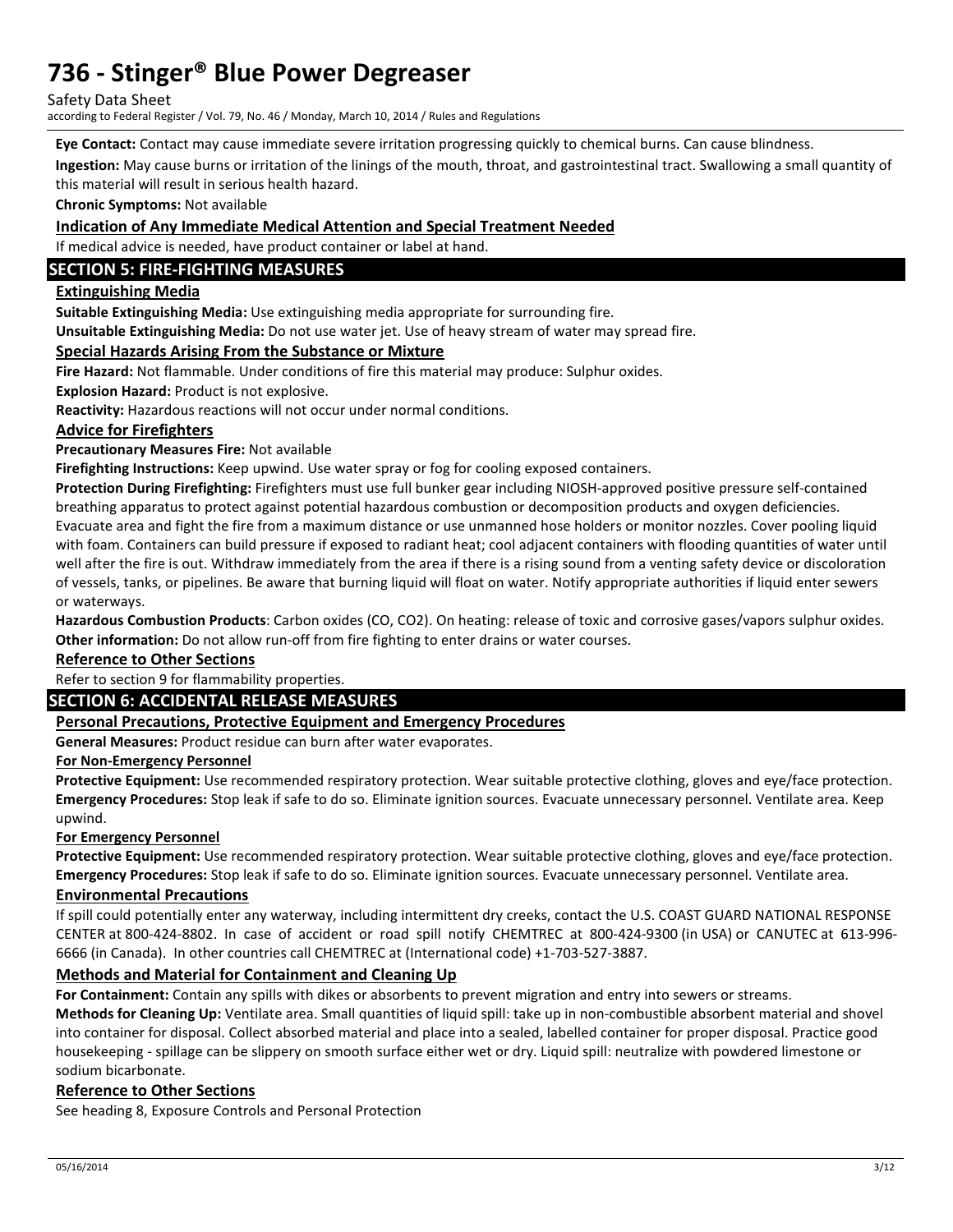**Eye Contact:** Contact may cause immediate severe irritation progressing quickly to chemical burns. Can cause blindness.

**Ingestion:** May cause burns or irritation of the linings of the mouth, throat, and gastrointestinal tract. Swallowing a small quantity of this material will result in serious health hazard.

**Chronic Symptoms:** Not available

### Indication of Any Immediate Medical Attention and Special Treatment Needed

If medical advice is needed, have product container or label at hand.

## SECTION 5: FIRE-FIGHTING MEASURES

### Extinguishing Media

**Suitable Extinguishing Media:** Use extinguishing media appropriate for surrounding fire.

**Unsuitable Extinguishing Media:** Do not use water jet. Use of heavy stream of water may spread fire.

### Special Hazards Arising From the Substance or Mixture

**Fire Hazard:** Not flammable. Under conditions of fire this material may produce: Sulphur oxides.

**Explosion Hazard:** Product is not explosive.

**Reactivity:** Hazardous reactions will not occur under normal conditions.

### Advice for Firefighters

**Precautionary Measures Fire:** Not available

**Firefighting Instructions:** Keep upwind. Use water spray or fog for cooling exposed containers.

**Protection During Firefighting:** Firefighters must use full bunker gear including NIOSH-approved positive pressure self-contained breathing apparatus to protect against potential hazardous combustion or decomposition products and oxygen deficiencies. Evacuate area and fight the fire from a maximum distance or use unmanned hose holders or monitor nozzles. Cover pooling liquid with foam. Containers can build pressure if exposed to radiant heat; cool adjacent containers with flooding quantities of water until well after the fire is out. Withdraw immediately from the area if there is a rising sound from a venting safety device or discoloration of vessels, tanks, or pipelines. Be aware that burning liquid will float on water. Notify appropriate authorities if liquid enter sewers or waterways.

**Hazardous Combustion Products**: Carbon oxides ($CO$, $CO_2$). On heating: release of toxic and corrosive gases/vapors sulphur oxides.

**Other information:** Do not allow run-off from fire fighting to enter drains or water courses.

### Reference to Other Sections

Refer to section 9 for flammability properties.

## SECTION 6: ACCIDENTAL RELEASE MEASURES

### Personal Precautions, Protective Equipment and Emergency Procedures

**General Measures:** Product residue can burn after water evaporates.

#### For Non-Emergency Personnel

**Protective Equipment:** Use recommended respiratory protection. Wear suitable protective clothing, gloves and eye/face protection.

**Emergency Procedures:** Stop leak if safe to do so. Eliminate ignition sources. Evacuate unnecessary personnel. Ventilate area. Keep upwind.

#### For Emergency Personnel

**Protective Equipment:** Use recommended respiratory protection. Wear suitable protective clothing, gloves and eye/face protection.

**Emergency Procedures:** Stop leak if safe to do so. Eliminate ignition sources. Evacuate unnecessary personnel. Ventilate area.

### Environmental Precautions

If spill could potentially enter any waterway, including intermittent dry creeks, contact the U.S. COAST GUARD NATIONAL RESPONSE CENTER at 800-424-8802. In case of accident or road spill notify CHEMTREC at 800-424-9300 (in USA) or CANUTEC at 613-996-6666 (in Canada). In other countries call CHEMTREC at (International code) +1-703-527-3887.

### Methods and Material for Containment and Cleaning Up

**For Containment:** Contain any spills with dikes or absorbents to prevent migration and entry into sewers or streams.

**Methods for Cleaning Up:** Ventilate area. Small quantities of liquid spill: take up in non-combustible absorbent material and shovel into container for disposal. Collect absorbed material and place into a sealed, labelled container for proper disposal. Practice good housekeeping - spillage can be slippery on smooth surface either wet or dry. Liquid spill: neutralize with powdered limestone or sodium bicarbonate.

### Reference to Other Sections

See heading 8, Exposure Controls and Personal Protection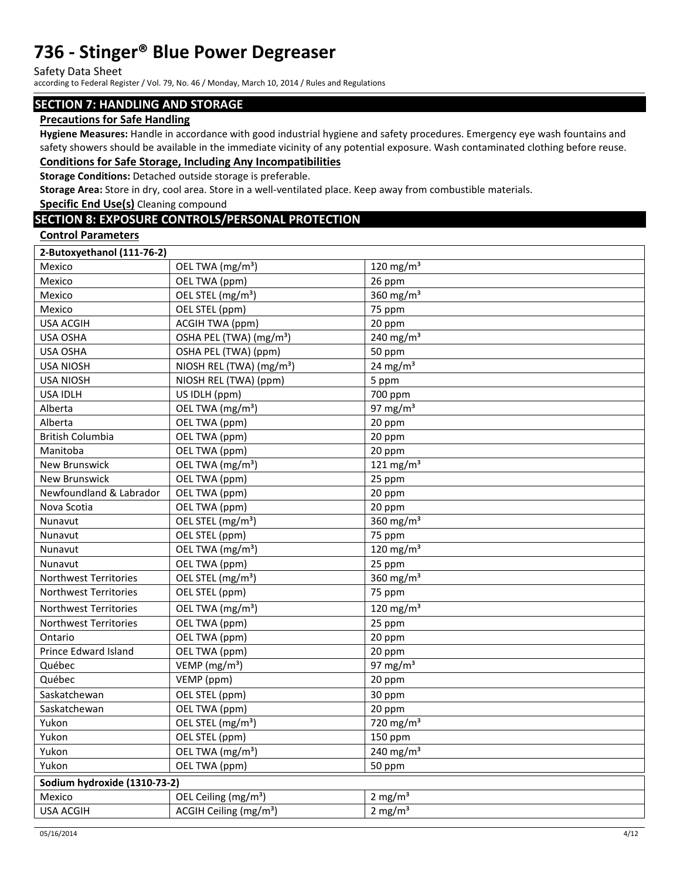## SECTION 7: HANDLING AND STORAGE

### Precautions for Safe Handling

**Hygiene Measures:** Handle in accordance with good industrial hygiene and safety procedures. Emergency eye wash fountains and safety showers should be available in the immediate vicinity of any potential exposure. Wash contaminated clothing before reuse.

### Conditions for Safe Storage, Including Any Incompatibilities

**Storage Conditions:** Detached outside storage is preferable.

**Storage Area:** Store in dry, cool area. Store in a well-ventilated place. Keep away from combustible materials.

**Specific End Use(s)** Cleaning compound

## SECTION 8: EXPOSURE CONTROLS/PERSONAL PROTECTION

### Control Parameters

| 2-Butoxyethanol (111-76-2) | | |
|---|---|---|
| Mexico | OEL TWA (mg/m³) | 120 mg/m³ |
| Mexico | OEL TWA (ppm) | 26 ppm |
| Mexico | OEL STEL (mg/m³) | 360 mg/m³ |
| Mexico | OEL STEL (ppm) | 75 ppm |
| USA ACGIH | ACGIH TWA (ppm) | 20 ppm |
| USA OSHA | OSHA PEL (TWA) (mg/m³) | 240 mg/m³ |
| USA OSHA | OSHA PEL (TWA) (ppm) | 50 ppm |
| USA NIOSH | NIOSH REL (TWA) (mg/m³) | 24 mg/m³ |
| USA NIOSH | NIOSH REL (TWA) (ppm) | 5 ppm |
| USA IDLH | US IDLH (ppm) | 700 ppm |
| Alberta | OEL TWA (mg/m³) | 97 mg/m³ |
| Alberta | OEL TWA (ppm) | 20 ppm |
| British Columbia | OEL TWA (ppm) | 20 ppm |
| Manitoba | OEL TWA (ppm) | 20 ppm |
| New Brunswick | OEL TWA (mg/m³) | 121 mg/m³ |
| New Brunswick | OEL TWA (ppm) | 25 ppm |
| Newfoundland & Labrador | OEL TWA (ppm) | 20 ppm |
| Nova Scotia | OEL TWA (ppm) | 20 ppm |
| Nunavut | OEL STEL (mg/m³) | 360 mg/m³ |
| Nunavut | OEL STEL (ppm) | 75 ppm |
| Nunavut | OEL TWA (mg/m³) | 120 mg/m³ |
| Nunavut | OEL TWA (ppm) | 25 ppm |
| Northwest Territories | OEL STEL (mg/m³) | 360 mg/m³ |
| Northwest Territories | OEL STEL (ppm) | 75 ppm |
| Northwest Territories | OEL TWA (mg/m³) | 120 mg/m³ |
| Northwest Territories | OEL TWA (ppm) | 25 ppm |
| Ontario | OEL TWA (ppm) | 20 ppm |
| Prince Edward Island | OEL TWA (ppm) | 20 ppm |
| Québec | VEMP (mg/m³) | 97 mg/m³ |
| Québec | VEMP (ppm) | 20 ppm |
| Saskatchewan | OEL STEL (ppm) | 30 ppm |
| Saskatchewan | OEL TWA (ppm) | 20 ppm |
| Yukon | OEL STEL (mg/m³) | 720 mg/m³ |
| Yukon | OEL STEL (ppm) | 150 ppm |
| Yukon | OEL TWA (mg/m³) | 240 mg/m³ |
| Yukon | OEL TWA (ppm) | 50 ppm |

| Sodium hydroxide (1310-73-2) | | |
|---|---|---|
| Mexico | OEL Ceiling (mg/m³) | 2 mg/m³ |
| USA ACGIH | ACGIH Ceiling (mg/m³) | 2 mg/m³ |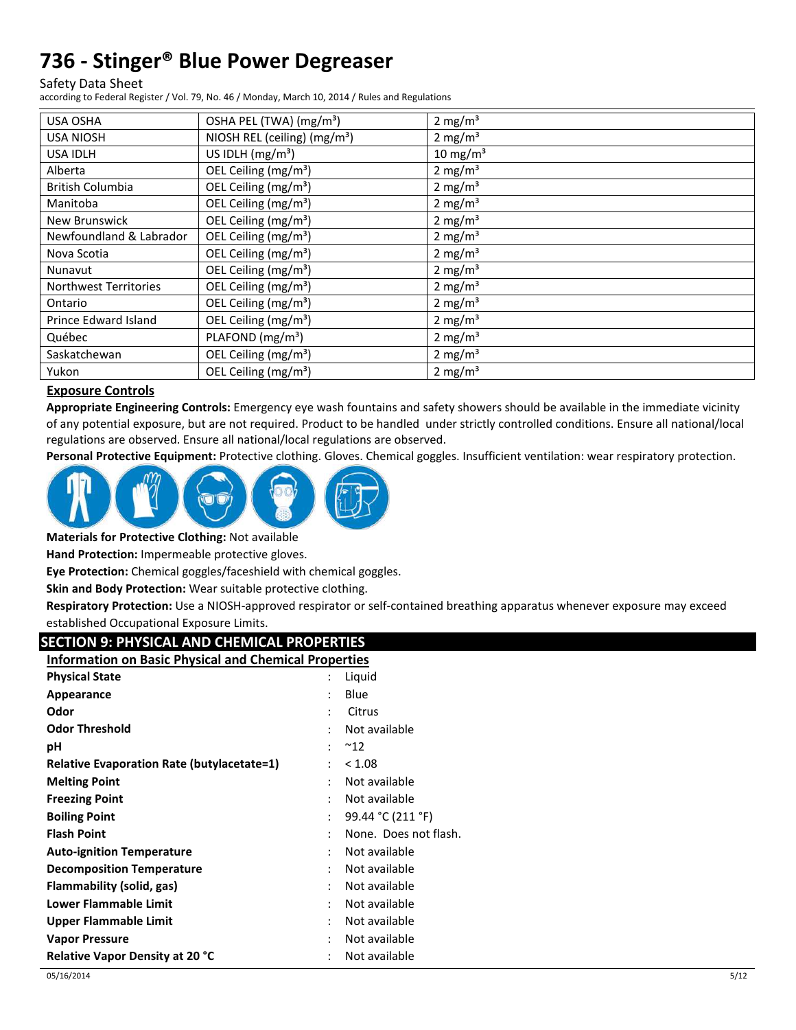| USA OSHA | OSHA PEL (TWA) (mg/m³) | 2 mg/m³ |
|---|---|---|
| USA NIOSH | NIOSH REL (ceiling) (mg/m³) | 2 mg/m³ |
| USA IDLH | US IDLH (mg/m³) | 10 mg/m³ |
| Alberta | OEL Ceiling (mg/m³) | 2 mg/m³ |
| British Columbia | OEL Ceiling (mg/m³) | 2 mg/m³ |
| Manitoba | OEL Ceiling (mg/m³) | 2 mg/m³ |
| New Brunswick | OEL Ceiling (mg/m³) | 2 mg/m³ |
| Newfoundland & Labrador | OEL Ceiling (mg/m³) | 2 mg/m³ |
| Nova Scotia | OEL Ceiling (mg/m³) | 2 mg/m³ |
| Nunavut | OEL Ceiling (mg/m³) | 2 mg/m³ |
| Northwest Territories | OEL Ceiling (mg/m³) | 2 mg/m³ |
| Ontario | OEL Ceiling (mg/m³) | 2 mg/m³ |
| Prince Edward Island | OEL Ceiling (mg/m³) | 2 mg/m³ |
| Québec | PLAFOND (mg/m³) | 2 mg/m³ |
| Saskatchewan | OEL Ceiling (mg/m³) | 2 mg/m³ |
| Yukon | OEL Ceiling (mg/m³) | 2 mg/m³ |

### Exposure Controls

**Appropriate Engineering Controls:** Emergency eye wash fountains and safety showers should be available in the immediate vicinity of any potential exposure, but are not required. Product to be handled under strictly controlled conditions. Ensure all national/local regulations are observed. Ensure all national/local regulations are observed.

**Personal Protective Equipment:** Protective clothing. Gloves. Chemical goggles. Insufficient ventilation: wear respiratory protection.

**Materials for Protective Clothing:** Not available

**Hand Protection:** Impermeable protective gloves.

**Eye Protection:** Chemical goggles/faceshield with chemical goggles.

**Skin and Body Protection:** Wear suitable protective clothing.

**Respiratory Protection:** Use a NIOSH-approved respirator or self-contained breathing apparatus whenever exposure may exceed established Occupational Exposure Limits.

## SECTION 9: PHYSICAL AND CHEMICAL PROPERTIES

### Information on Basic Physical and Chemical Properties

**Physical State** : Liquid
**Appearance** : Blue
**Odor** : Citrus
**Odor Threshold** : Not available
**pH** : ~12
**Relative Evaporation Rate (butylacetate=1)** : < 1.08
**Melting Point** : Not available
**Freezing Point** : Not available
**Boiling Point** : 99.44 °C (211 °F)
**Flash Point** : None. Does not flash.
**Auto-ignition Temperature** : Not available
**Decomposition Temperature** : Not available
**Flammability (solid, gas)** : Not available
**Lower Flammable Limit** : Not available
**Upper Flammable Limit** : Not available
**Vapor Pressure** : Not available
**Relative Vapor Density at 20 °C** : Not available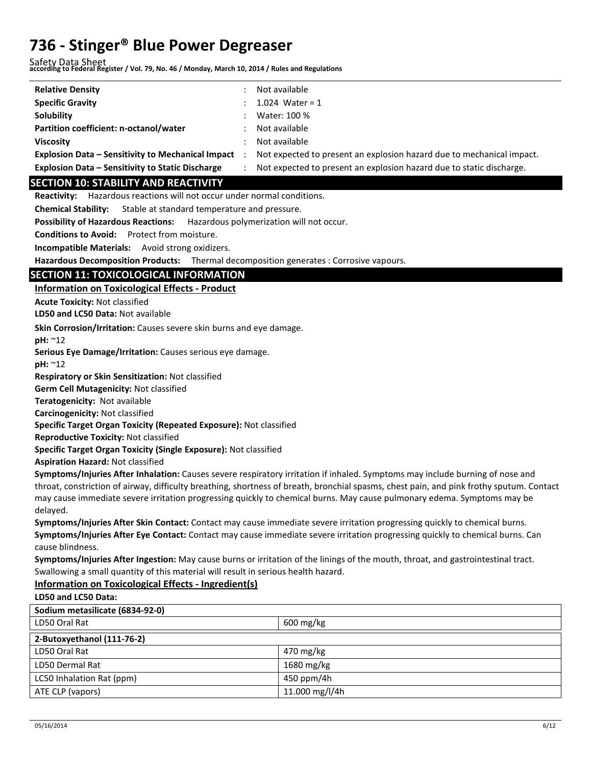| | |
|---|---|
| **Relative Density** | : Not available |
| **Specific Gravity** | : 1.024 Water = 1 |
| **Solubility** | : Water: 100 % |
| **Partition coefficient: n-octanol/water** | : Not available |
| **Viscosity** | : Not available |
| **Explosion Data – Sensitivity to Mechanical Impact** | : Not expected to present an explosion hazard due to mechanical impact. |
| **Explosion Data – Sensitivity to Static Discharge** | : Not expected to present an explosion hazard due to static discharge. |

## SECTION 10: STABILITY AND REACTIVITY

**Reactivity:** Hazardous reactions will not occur under normal conditions.

**Chemical Stability:** Stable at standard temperature and pressure.

**Possibility of Hazardous Reactions:** Hazardous polymerization will not occur.

**Conditions to Avoid:** Protect from moisture.

**Incompatible Materials:** Avoid strong oxidizers.

**Hazardous Decomposition Products:** Thermal decomposition generates : Corrosive vapours.

## SECTION 11: TOXICOLOGICAL INFORMATION

### Information on Toxicological Effects - Product

**Acute Toxicity:** Not classified

**LD50 and LC50 Data:** Not available

**Skin Corrosion/Irritation:** Causes severe skin burns and eye damage.

**pH:** ~12

**Serious Eye Damage/Irritation:** Causes serious eye damage.

**pH:** ~12

**Respiratory or Skin Sensitization:** Not classified

**Germ Cell Mutagenicity:** Not classified

**Teratogenicity:** Not available

**Carcinogenicity:** Not classified

**Specific Target Organ Toxicity (Repeated Exposure):** Not classified

**Reproductive Toxicity:** Not classified

**Specific Target Organ Toxicity (Single Exposure):** Not classified

**Aspiration Hazard:** Not classified

**Symptoms/Injuries After Inhalation:** Causes severe respiratory irritation if inhaled. Symptoms may include burning of nose and throat, constriction of airway, difficulty breathing, shortness of breath, bronchial spasms, chest pain, and pink frothy sputum. Contact may cause immediate severe irritation progressing quickly to chemical burns. May cause pulmonary edema. Symptoms may be delayed.

**Symptoms/Injuries After Skin Contact:** Contact may cause immediate severe irritation progressing quickly to chemical burns.

**Symptoms/Injuries After Eye Contact:** Contact may cause immediate severe irritation progressing quickly to chemical burns. Can cause blindness.

**Symptoms/Injuries After Ingestion:** May cause burns or irritation of the linings of the mouth, throat, and gastrointestinal tract. Swallowing a small quantity of this material will result in serious health hazard.

### Information on Toxicological Effects - Ingredient(s)

**LD50 and LC50 Data:**

| **Sodium metasilicate (6834-92-0)** | |
|---|---|
| LD50 Oral Rat | 600 mg/kg |

| **2-Butoxyethanol (111-76-2)** | |
|---|---|
| LD50 Oral Rat | 470 mg/kg |
| LD50 Dermal Rat | 1680 mg/kg |
| LC50 Inhalation Rat (ppm) | 450 ppm/4h |
| ATE CLP (vapors) | 11.000 mg/l/4h |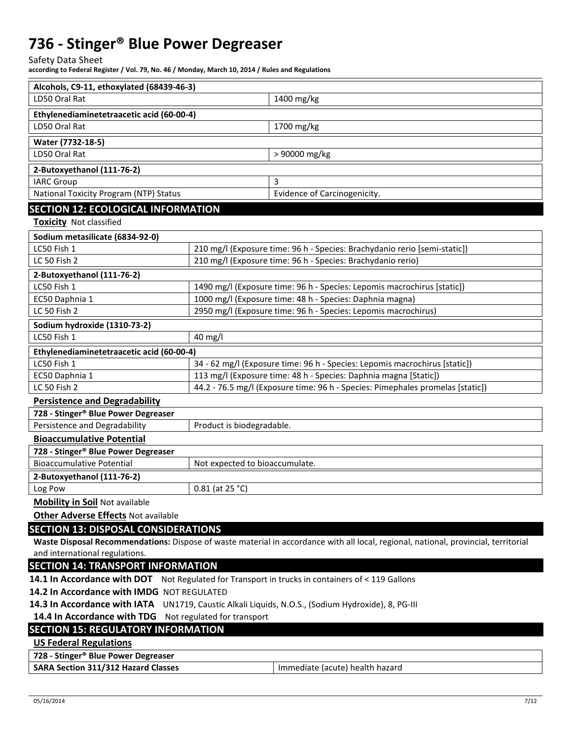| Alcohols, C9-11, ethoxylated (68439-46-3) | |
|---|---|
| LD50 Oral Rat | 1400 mg/kg |

| Ethylenediaminetetraacetic acid (60-00-4) | |
|---|---|
| LD50 Oral Rat | 1700 mg/kg |

| Water (7732-18-5) | |
|---|---|
| LD50 Oral Rat | > 90000 mg/kg |

| 2-Butoxyethanol (111-76-2) | |
|---|---|
| IARC Group | 3 |
| National Toxicity Program (NTP) Status | Evidence of Carcinogenicity. |

## SECTION 12: ECOLOGICAL INFORMATION

**Toxicity** Not classified

| Sodium metasilicate (6834-92-0) | |
|---|---|
| LC50 Fish 1 | 210 mg/l (Exposure time: 96 h - Species: Brachydanio rerio [semi-static]) |
| LC 50 Fish 2 | 210 mg/l (Exposure time: 96 h - Species: Brachydanio rerio) |

| 2-Butoxyethanol (111-76-2) | |
|---|---|
| LC50 Fish 1 | 1490 mg/l (Exposure time: 96 h - Species: Lepomis macrochirus [static]) |
| EC50 Daphnia 1 | 1000 mg/l (Exposure time: 48 h - Species: Daphnia magna) |
| LC 50 Fish 2 | 2950 mg/l (Exposure time: 96 h - Species: Lepomis macrochirus) |

| Sodium hydroxide (1310-73-2) | |
|---|---|
| LC50 Fish 1 | 40 mg/l |

| Ethylenediaminetetraacetic acid (60-00-4) | |
|---|---|
| LC50 Fish 1 | 34 - 62 mg/l (Exposure time: 96 h - Species: Lepomis macrochirus [static]) |
| EC50 Daphnia 1 | 113 mg/l (Exposure time: 48 h - Species: Daphnia magna [Static]) |
| LC 50 Fish 2 | 44.2 - 76.5 mg/l (Exposure time: 96 h - Species: Pimephales promelas [static]) |

**Persistence and Degradability**

| 728 - Stinger® Blue Power Degreaser | |
|---|---|
| Persistence and Degradability | Product is biodegradable. |

**Bioaccumulative Potential**

| 728 - Stinger® Blue Power Degreaser | |
|---|---|
| Bioaccumulative Potential | Not expected to bioaccumulate. |

| 2-Butoxyethanol (111-76-2) | |
|---|---|
| Log Pow | 0.81 (at 25 °C) |

**Mobility in Soil** Not available

**Other Adverse Effects** Not available

## SECTION 13: DISPOSAL CONSIDERATIONS

**Waste Disposal Recommendations:** Dispose of waste material in accordance with all local, regional, national, provincial, territorial and international regulations.

## SECTION 14: TRANSPORT INFORMATION

**14.1 In Accordance with DOT** Not Regulated for Transport in trucks in containers of < 119 Gallons

**14.2 In Accordance with IMDG** NOT REGULATED

**14.3 In Accordance with IATA** UN1719, Caustic Alkali Liquids, N.O.S., (Sodium Hydroxide), 8, PG-III

**14.4 In Accordance with TDG** Not regulated for transport

## SECTION 15: REGULATORY INFORMATION

**US Federal Regulations**

| 728 - Stinger® Blue Power Degreaser | |
|---|---|
| **SARA Section 311/312 Hazard Classes** | Immediate (acute) health hazard |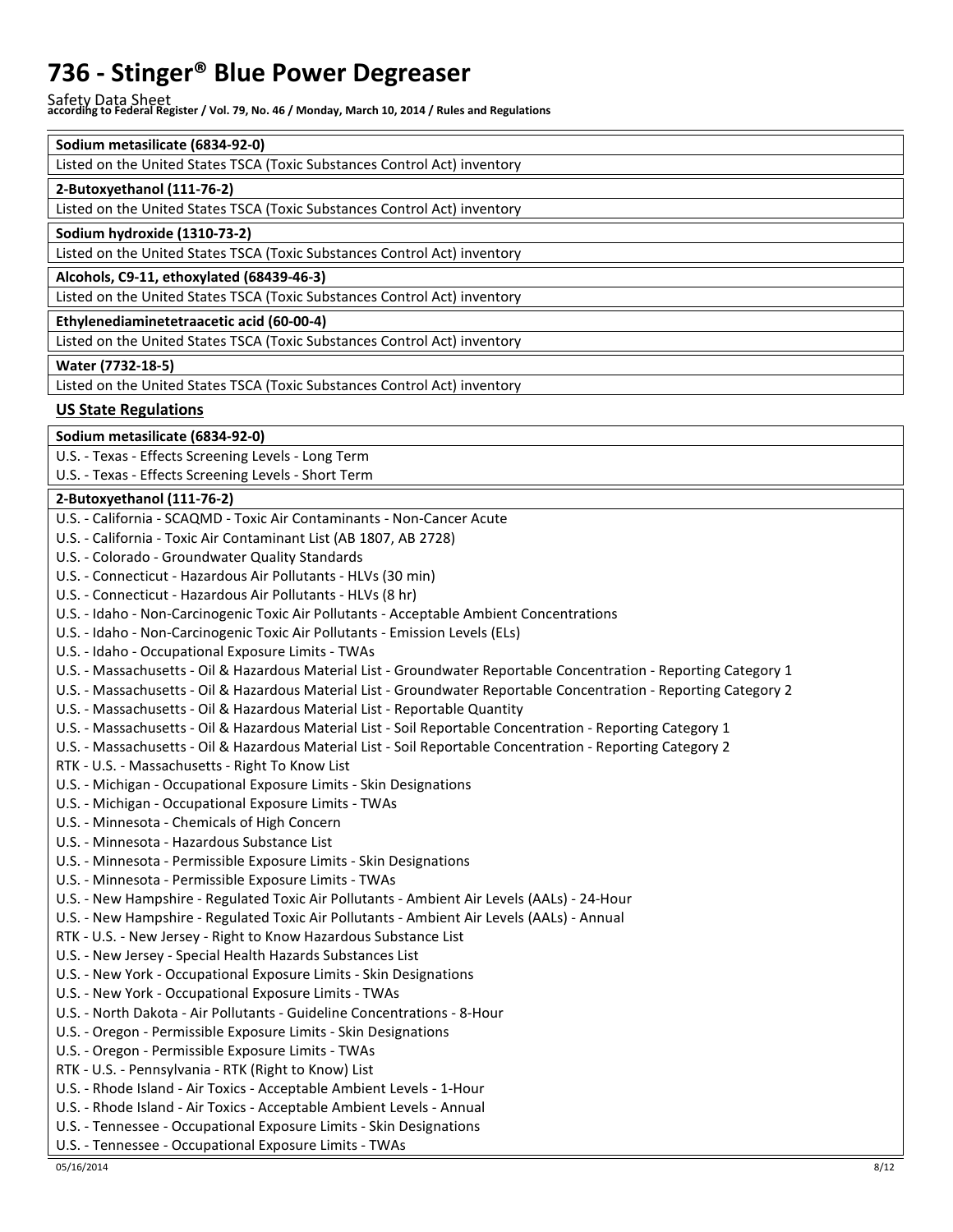**Sodium metasilicate (6834-92-0)**

Listed on the United States TSCA (Toxic Substances Control Act) inventory

**2-Butoxyethanol (111-76-2)**

Listed on the United States TSCA (Toxic Substances Control Act) inventory

**Sodium hydroxide (1310-73-2)**

Listed on the United States TSCA (Toxic Substances Control Act) inventory

**Alcohols, C9-11, ethoxylated (68439-46-3)**

Listed on the United States TSCA (Toxic Substances Control Act) inventory

**Ethylenediaminetetraacetic acid (60-00-4)**

Listed on the United States TSCA (Toxic Substances Control Act) inventory

**Water (7732-18-5)**

Listed on the United States TSCA (Toxic Substances Control Act) inventory

## US State Regulations

**Sodium metasilicate (6834-92-0)**

U.S. - Texas - Effects Screening Levels - Long Term
U.S. - Texas - Effects Screening Levels - Short Term

**2-Butoxyethanol (111-76-2)**

U.S. - California - SCAQMD - Toxic Air Contaminants - Non-Cancer Acute
U.S. - California - Toxic Air Contaminant List (AB 1807, AB 2728)
U.S. - Colorado - Groundwater Quality Standards
U.S. - Connecticut - Hazardous Air Pollutants - HLVs (30 min)
U.S. - Connecticut - Hazardous Air Pollutants - HLVs (8 hr)
U.S. - Idaho - Non-Carcinogenic Toxic Air Pollutants - Acceptable Ambient Concentrations
U.S. - Idaho - Non-Carcinogenic Toxic Air Pollutants - Emission Levels (ELs)
U.S. - Idaho - Occupational Exposure Limits - TWAs
U.S. - Massachusetts - Oil & Hazardous Material List - Groundwater Reportable Concentration - Reporting Category 1
U.S. - Massachusetts - Oil & Hazardous Material List - Groundwater Reportable Concentration - Reporting Category 2
U.S. - Massachusetts - Oil & Hazardous Material List - Reportable Quantity
U.S. - Massachusetts - Oil & Hazardous Material List - Soil Reportable Concentration - Reporting Category 1
U.S. - Massachusetts - Oil & Hazardous Material List - Soil Reportable Concentration - Reporting Category 2
RTK - U.S. - Massachusetts - Right To Know List
U.S. - Michigan - Occupational Exposure Limits - Skin Designations
U.S. - Michigan - Occupational Exposure Limits - TWAs
U.S. - Minnesota - Chemicals of High Concern
U.S. - Minnesota - Hazardous Substance List
U.S. - Minnesota - Permissible Exposure Limits - Skin Designations
U.S. - Minnesota - Permissible Exposure Limits - TWAs
U.S. - New Hampshire - Regulated Toxic Air Pollutants - Ambient Air Levels (AALs) - 24-Hour
U.S. - New Hampshire - Regulated Toxic Air Pollutants - Ambient Air Levels (AALs) - Annual
RTK - U.S. - New Jersey - Right to Know Hazardous Substance List
U.S. - New Jersey - Special Health Hazards Substances List
U.S. - New York - Occupational Exposure Limits - Skin Designations
U.S. - New York - Occupational Exposure Limits - TWAs
U.S. - North Dakota - Air Pollutants - Guideline Concentrations - 8-Hour
U.S. - Oregon - Permissible Exposure Limits - Skin Designations
U.S. - Oregon - Permissible Exposure Limits - TWAs
RTK - U.S. - Pennsylvania - RTK (Right to Know) List
U.S. - Rhode Island - Air Toxics - Acceptable Ambient Levels - 1-Hour
U.S. - Rhode Island - Air Toxics - Acceptable Ambient Levels - Annual
U.S. - Tennessee - Occupational Exposure Limits - Skin Designations
U.S. - Tennessee - Occupational Exposure Limits - TWAs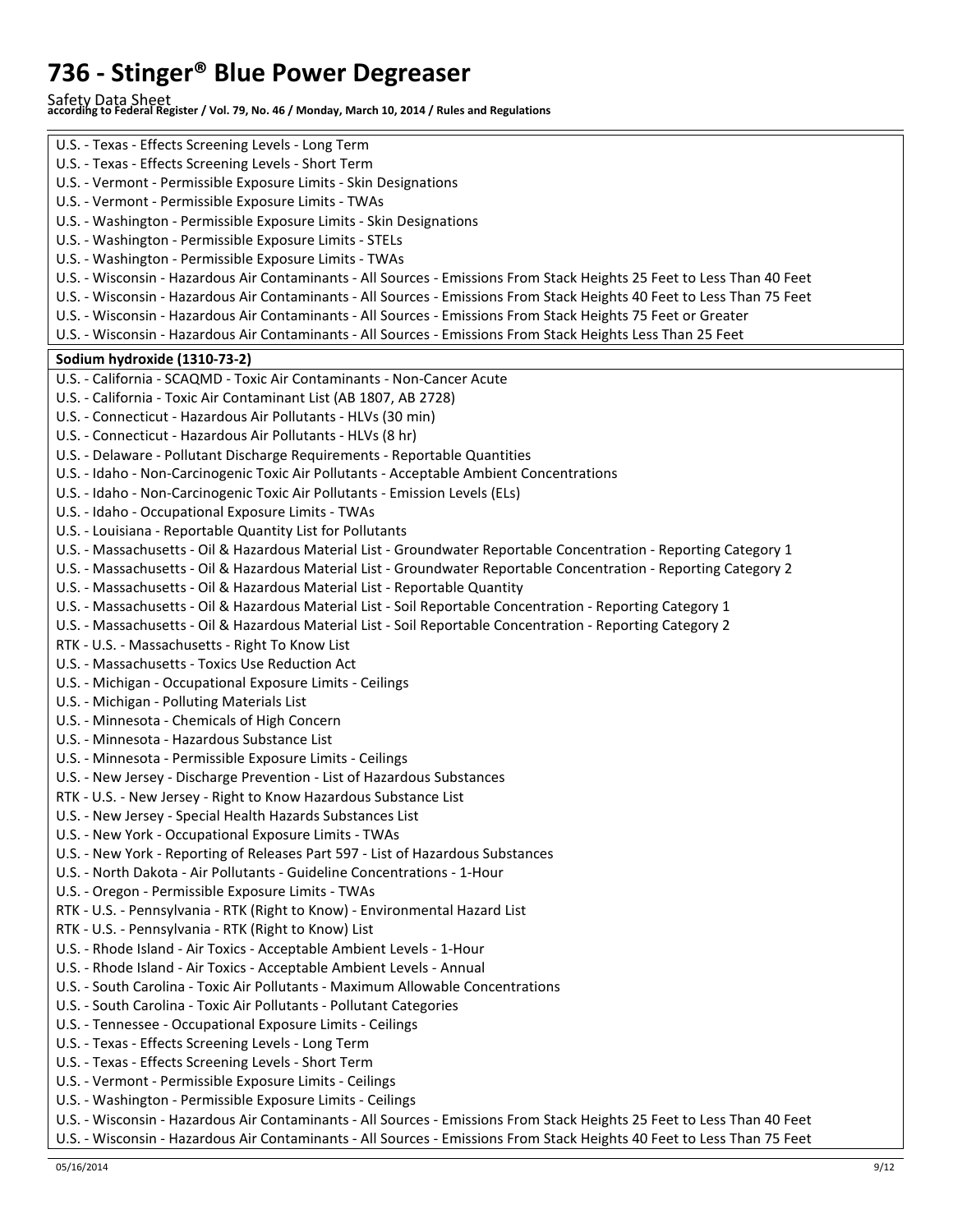| |
|---|
| U.S. - Texas - Effects Screening Levels - Long Term |
| U.S. - Texas - Effects Screening Levels - Short Term |
| U.S. - Vermont - Permissible Exposure Limits - Skin Designations |
| U.S. - Vermont - Permissible Exposure Limits - TWAs |
| U.S. - Washington - Permissible Exposure Limits - Skin Designations |
| U.S. - Washington - Permissible Exposure Limits - STELs |
| U.S. - Washington - Permissible Exposure Limits - TWAs |
| U.S. - Wisconsin - Hazardous Air Contaminants - All Sources - Emissions From Stack Heights 25 Feet to Less Than 40 Feet |
| U.S. - Wisconsin - Hazardous Air Contaminants - All Sources - Emissions From Stack Heights 40 Feet to Less Than 75 Feet |
| U.S. - Wisconsin - Hazardous Air Contaminants - All Sources - Emissions From Stack Heights 75 Feet or Greater |
| U.S. - Wisconsin - Hazardous Air Contaminants - All Sources - Emissions From Stack Heights Less Than 25 Feet |

| **Sodium hydroxide (1310-73-2)** |
|---|
| U.S. - California - SCAQMD - Toxic Air Contaminants - Non-Cancer Acute |
| U.S. - California - Toxic Air Contaminant List (AB 1807, AB 2728) |
| U.S. - Connecticut - Hazardous Air Pollutants - HLVs (30 min) |
| U.S. - Connecticut - Hazardous Air Pollutants - HLVs (8 hr) |
| U.S. - Delaware - Pollutant Discharge Requirements - Reportable Quantities |
| U.S. - Idaho - Non-Carcinogenic Toxic Air Pollutants - Acceptable Ambient Concentrations |
| U.S. - Idaho - Non-Carcinogenic Toxic Air Pollutants - Emission Levels (ELs) |
| U.S. - Idaho - Occupational Exposure Limits - TWAs |
| U.S. - Louisiana - Reportable Quantity List for Pollutants |
| U.S. - Massachusetts - Oil & Hazardous Material List - Groundwater Reportable Concentration - Reporting Category 1 |
| U.S. - Massachusetts - Oil & Hazardous Material List - Groundwater Reportable Concentration - Reporting Category 2 |
| U.S. - Massachusetts - Oil & Hazardous Material List - Reportable Quantity |
| U.S. - Massachusetts - Oil & Hazardous Material List - Soil Reportable Concentration - Reporting Category 1 |
| U.S. - Massachusetts - Oil & Hazardous Material List - Soil Reportable Concentration - Reporting Category 2 |
| RTK - U.S. - Massachusetts - Right To Know List |
| U.S. - Massachusetts - Toxics Use Reduction Act |
| U.S. - Michigan - Occupational Exposure Limits - Ceilings |
| U.S. - Michigan - Polluting Materials List |
| U.S. - Minnesota - Chemicals of High Concern |
| U.S. - Minnesota - Hazardous Substance List |
| U.S. - Minnesota - Permissible Exposure Limits - Ceilings |
| U.S. - New Jersey - Discharge Prevention - List of Hazardous Substances |
| RTK - U.S. - New Jersey - Right to Know Hazardous Substance List |
| U.S. - New Jersey - Special Health Hazards Substances List |
| U.S. - New York - Occupational Exposure Limits - TWAs |
| U.S. - New York - Reporting of Releases Part 597 - List of Hazardous Substances |
| U.S. - North Dakota - Air Pollutants - Guideline Concentrations - 1-Hour |
| U.S. - Oregon - Permissible Exposure Limits - TWAs |
| RTK - U.S. - Pennsylvania - RTK (Right to Know) - Environmental Hazard List |
| RTK - U.S. - Pennsylvania - RTK (Right to Know) List |
| U.S. - Rhode Island - Air Toxics - Acceptable Ambient Levels - 1-Hour |
| U.S. - Rhode Island - Air Toxics - Acceptable Ambient Levels - Annual |
| U.S. - South Carolina - Toxic Air Pollutants - Maximum Allowable Concentrations |
| U.S. - South Carolina - Toxic Air Pollutants - Pollutant Categories |
| U.S. - Tennessee - Occupational Exposure Limits - Ceilings |
| U.S. - Texas - Effects Screening Levels - Long Term |
| U.S. - Texas - Effects Screening Levels - Short Term |
| U.S. - Vermont - Permissible Exposure Limits - Ceilings |
| U.S. - Washington - Permissible Exposure Limits - Ceilings |
| U.S. - Wisconsin - Hazardous Air Contaminants - All Sources - Emissions From Stack Heights 25 Feet to Less Than 40 Feet |
| U.S. - Wisconsin - Hazardous Air Contaminants - All Sources - Emissions From Stack Heights 40 Feet to Less Than 75 Feet |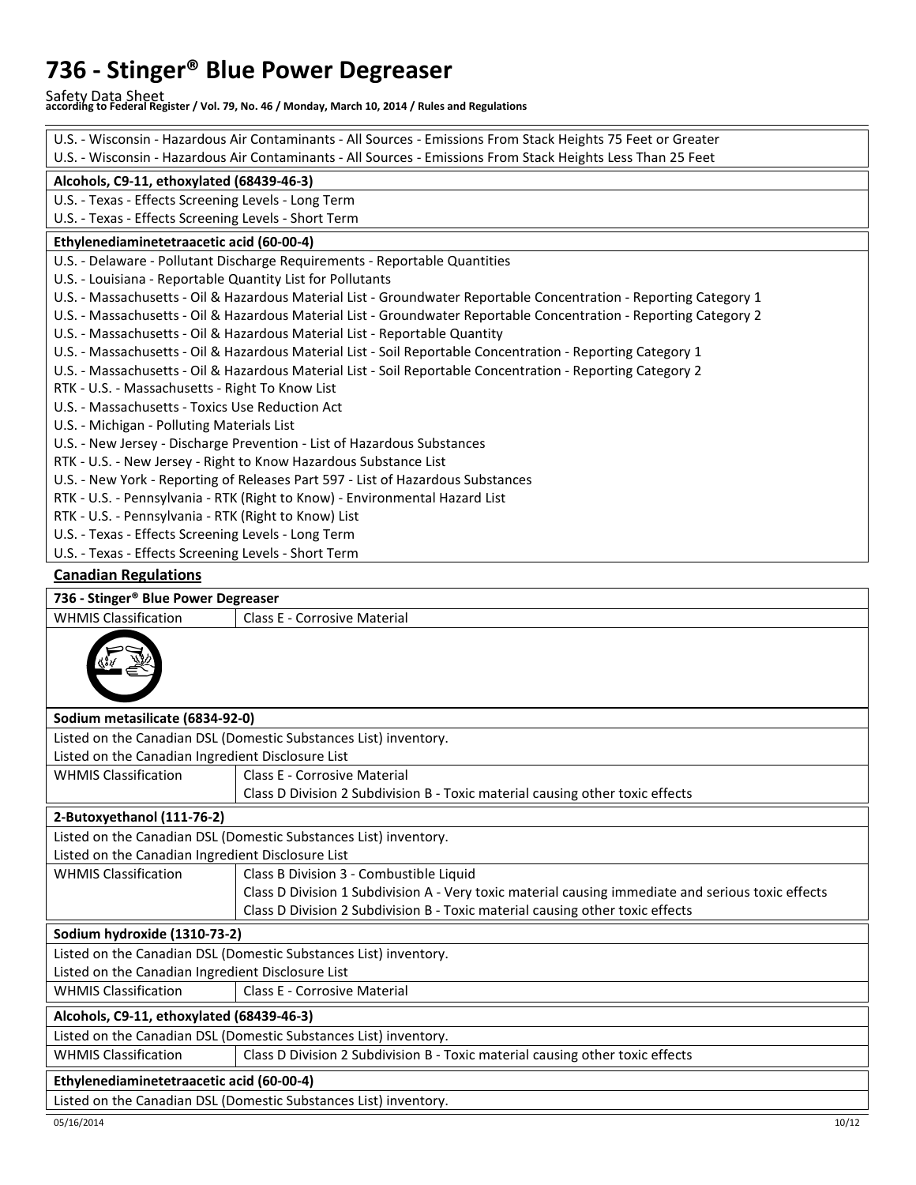U.S. - Wisconsin - Hazardous Air Contaminants - All Sources - Emissions From Stack Heights 75 Feet or Greater
U.S. - Wisconsin - Hazardous Air Contaminants - All Sources - Emissions From Stack Heights Less Than 25 Feet

**Alcohols, C9-11, ethoxylated (68439-46-3)**

U.S. - Texas - Effects Screening Levels - Long Term
U.S. - Texas - Effects Screening Levels - Short Term

**Ethylenediaminetetraacetic acid (60-00-4)**

U.S. - Delaware - Pollutant Discharge Requirements - Reportable Quantities
U.S. - Louisiana - Reportable Quantity List for Pollutants
U.S. - Massachusetts - Oil & Hazardous Material List - Groundwater Reportable Concentration - Reporting Category 1
U.S. - Massachusetts - Oil & Hazardous Material List - Groundwater Reportable Concentration - Reporting Category 2
U.S. - Massachusetts - Oil & Hazardous Material List - Reportable Quantity
U.S. - Massachusetts - Oil & Hazardous Material List - Soil Reportable Concentration - Reporting Category 1
U.S. - Massachusetts - Oil & Hazardous Material List - Soil Reportable Concentration - Reporting Category 2
RTK - U.S. - Massachusetts - Right To Know List
U.S. - Massachusetts - Toxics Use Reduction Act
U.S. - Michigan - Polluting Materials List
U.S. - New Jersey - Discharge Prevention - List of Hazardous Substances
RTK - U.S. - New Jersey - Right to Know Hazardous Substance List
U.S. - New York - Reporting of Releases Part 597 - List of Hazardous Substances
RTK - U.S. - Pennsylvania - RTK (Right to Know) - Environmental Hazard List
RTK - U.S. - Pennsylvania - RTK (Right to Know) List
U.S. - Texas - Effects Screening Levels - Long Term
U.S. - Texas - Effects Screening Levels - Short Term

## Canadian Regulations

**736 - Stinger® Blue Power Degreaser**

| WHMIS Classification | Class E - Corrosive Material |
|---|---|

**Sodium metasilicate (6834-92-0)**

Listed on the Canadian DSL (Domestic Substances List) inventory.
Listed on the Canadian Ingredient Disclosure List

| WHMIS Classification | Class E - Corrosive Material<br>Class D Division 2 Subdivision B - Toxic material causing other toxic effects |
|---|---|

**2-Butoxyethanol (111-76-2)**

Listed on the Canadian DSL (Domestic Substances List) inventory.
Listed on the Canadian Ingredient Disclosure List

| WHMIS Classification | Class B Division 3 - Combustible Liquid<br>Class D Division 1 Subdivision A - Very toxic material causing immediate and serious toxic effects<br>Class D Division 2 Subdivision B - Toxic material causing other toxic effects |
|---|---|

**Sodium hydroxide (1310-73-2)**

Listed on the Canadian DSL (Domestic Substances List) inventory.
Listed on the Canadian Ingredient Disclosure List

| WHMIS Classification | Class E - Corrosive Material |
|---|---|

**Alcohols, C9-11, ethoxylated (68439-46-3)**

Listed on the Canadian DSL (Domestic Substances List) inventory.

| WHMIS Classification | Class D Division 2 Subdivision B - Toxic material causing other toxic effects |
|---|---|

**Ethylenediaminetetraacetic acid (60-00-4)**

Listed on the Canadian DSL (Domestic Substances List) inventory.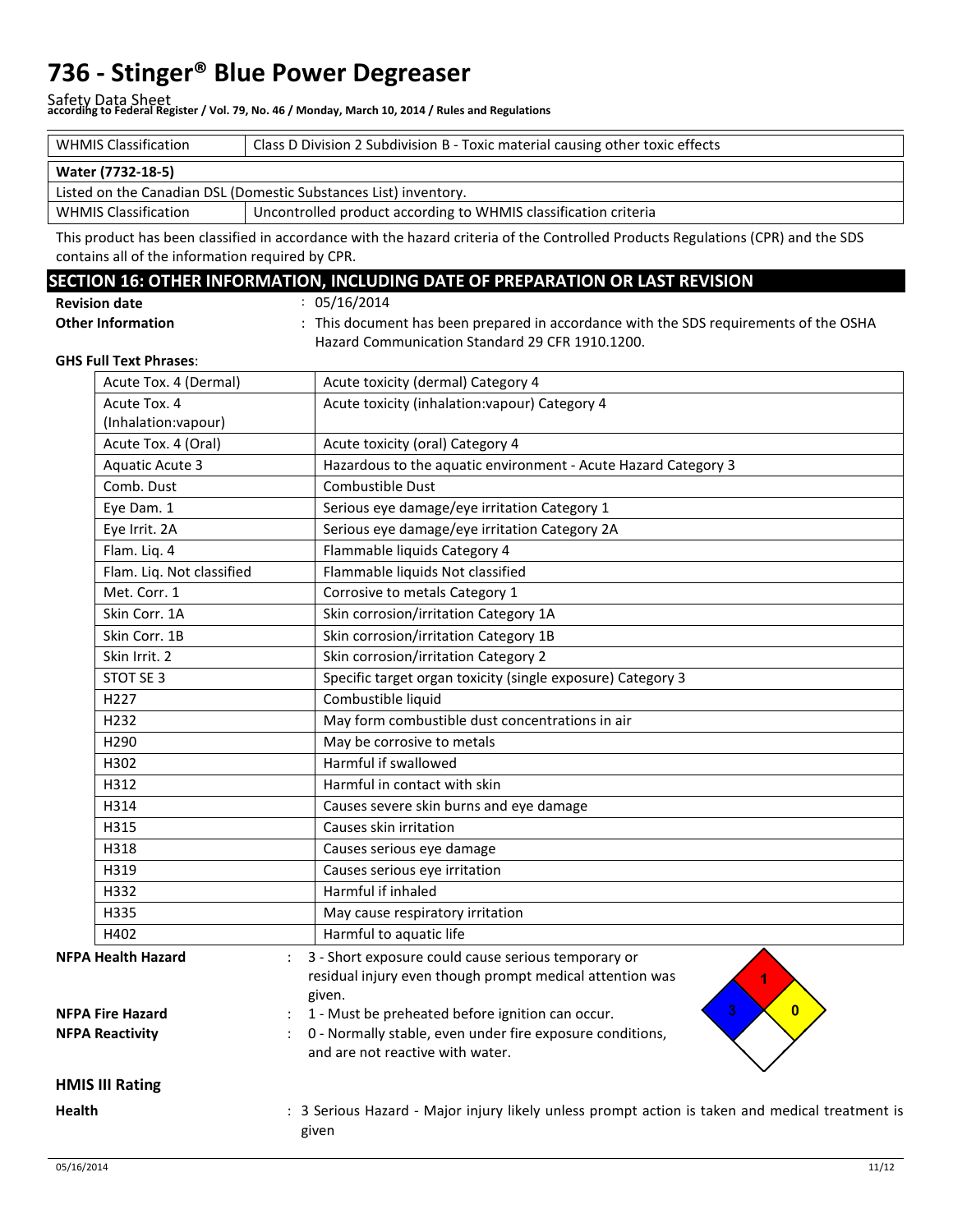| WHMIS Classification | Class D Division 2 Subdivision B - Toxic material causing other toxic effects |
|---|---|

**Water (7732-18-5)**

Listed on the Canadian DSL (Domestic Substances List) inventory.

| WHMIS Classification | Uncontrolled product according to WHMIS classification criteria |
|---|---|

This product has been classified in accordance with the hazard criteria of the Controlled Products Regulations (CPR) and the SDS contains all of the information required by CPR.

## SECTION 16: OTHER INFORMATION, INCLUDING DATE OF PREPARATION OR LAST REVISION

**Revision date** : 05/16/2014

**Other Information** : This document has been prepared in accordance with the SDS requirements of the OSHA Hazard Communication Standard 29 CFR 1910.1200.

**GHS Full Text Phrases**:

| | |
|---|---|
| Acute Tox. 4 (Dermal) | Acute toxicity (dermal) Category 4 |
| Acute Tox. 4 (Inhalation:vapour) | Acute toxicity (inhalation:vapour) Category 4 |
| Acute Tox. 4 (Oral) | Acute toxicity (oral) Category 4 |
| Aquatic Acute 3 | Hazardous to the aquatic environment - Acute Hazard Category 3 |
| Comb. Dust | Combustible Dust |
| Eye Dam. 1 | Serious eye damage/eye irritation Category 1 |
| Eye Irrit. 2A | Serious eye damage/eye irritation Category 2A |
| Flam. Liq. 4 | Flammable liquids Category 4 |
| Flam. Liq. Not classified | Flammable liquids Not classified |
| Met. Corr. 1 | Corrosive to metals Category 1 |
| Skin Corr. 1A | Skin corrosion/irritation Category 1A |
| Skin Corr. 1B | Skin corrosion/irritation Category 1B |
| Skin Irrit. 2 | Skin corrosion/irritation Category 2 |
| STOT SE 3 | Specific target organ toxicity (single exposure) Category 3 |
| H227 | Combustible liquid |
| H232 | May form combustible dust concentrations in air |
| H290 | May be corrosive to metals |
| H302 | Harmful if swallowed |
| H312 | Harmful in contact with skin |
| H314 | Causes severe skin burns and eye damage |
| H315 | Causes skin irritation |
| H318 | Causes serious eye damage |
| H319 | Causes serious eye irritation |
| H332 | Harmful if inhaled |
| H335 | May cause respiratory irritation |
| H402 | Harmful to aquatic life |

**NFPA Health Hazard** : 3 - Short exposure could cause serious temporary or residual injury even though prompt medical attention was given.

**NFPA Fire Hazard** : 1 - Must be preheated before ignition can occur.

**NFPA Reactivity** : 0 - Normally stable, even under fire exposure conditions, and are not reactive with water.

**HMIS III Rating**

**Health** : 3 Serious Hazard - Major injury likely unless prompt action is taken and medical treatment is given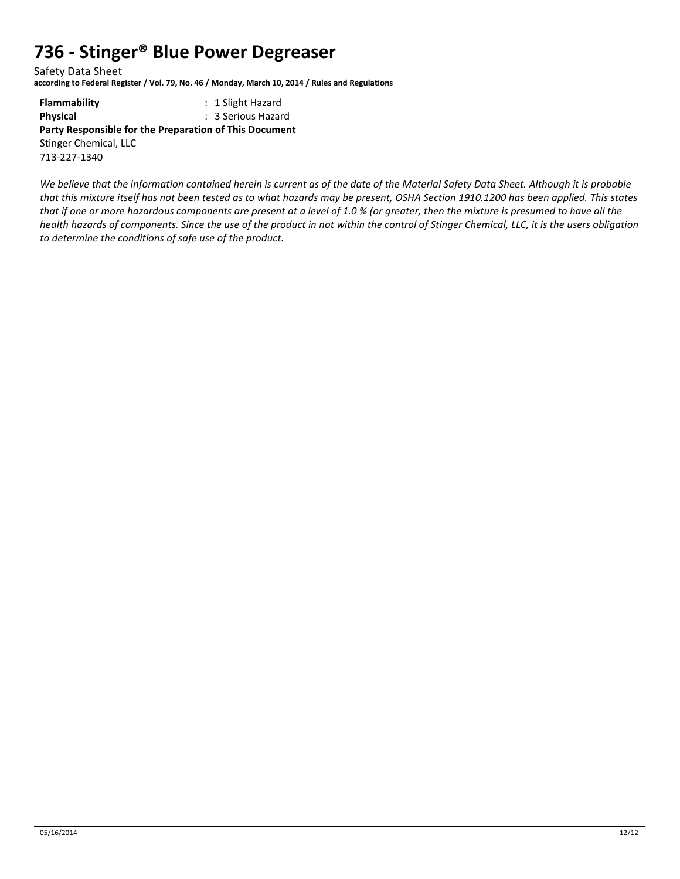**Flammability** : 1 Slight Hazard

**Physical** : 3 Serious Hazard

**Party Responsible for the Preparation of This Document**

Stinger Chemical, LLC

713-227-1340

*We believe that the information contained herein is current as of the date of the Material Safety Data Sheet. Although it is probable that this mixture itself has not been tested as to what hazards may be present, OSHA Section 1910.1200 has been applied. This states that if one or more hazardous components are present at a level of 1.0 % (or greater, then the mixture is presumed to have all the health hazards of components. Since the use of the product in not within the control of Stinger Chemical, LLC, it is the users obligation to determine the conditions of safe use of the product.*